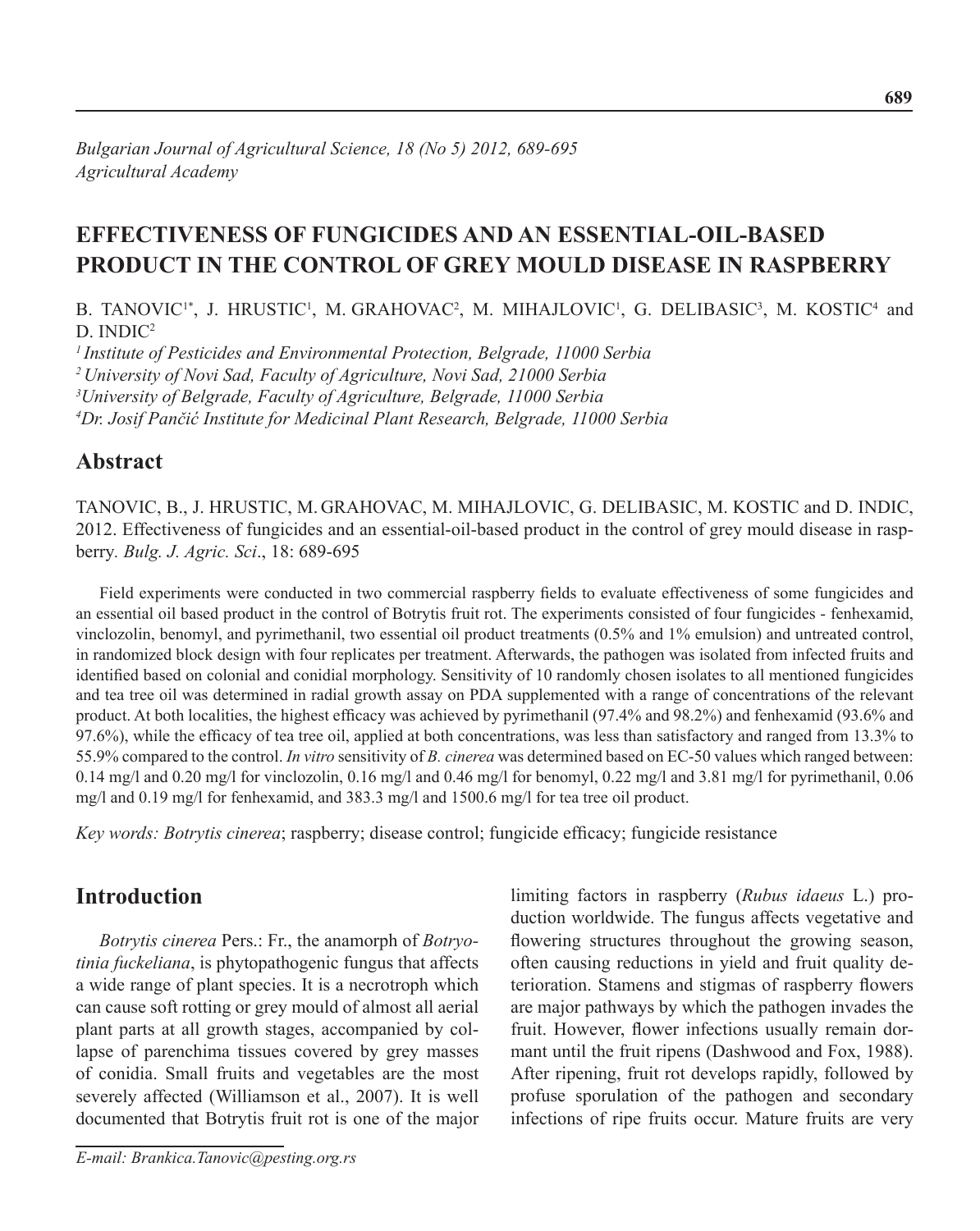*Bulgarian Journal of Agricultural Science, 18 (No 5) 2012, 689-695*
*Agricultural Academy*

# EFFECTIVENESS OF FUNGICIDES AND AN ESSENTIAL-OIL-BASED PRODUCT IN THE CONTROL OF GREY MOULD DISEASE IN RASPBERRY

B. TANOVIC[1*], J. HRUSTIC[1], M. GRAHOVAC[2], M. MIHAJLOVIC[1], G. DELIBASIC[3], M. KOSTIC[4] and D. INDIC[2]

*[1] Institute of Pesticides and Environmental Protection, Belgrade, 11000 Serbia*
*[2] University of Novi Sad, Faculty of Agriculture, Novi Sad, 21000 Serbia*
*[3] University of Belgrade, Faculty of Agriculture, Belgrade, 11000 Serbia*
*[4] Dr. Josif Pančić Institute for Medicinal Plant Research, Belgrade, 11000 Serbia*

## Abstract

TANOVIC, B., J. HRUSTIC, M. GRAHOVAC, M. MIHAJLOVIC, G. DELIBASIC, M. KOSTIC and D. INDIC, 2012. Effectiveness of fungicides and an essential-oil-based product in the control of grey mould disease in raspberry. *Bulg. J. Agric. Sci*., 18: 689-695

Field experiments were conducted in two commercial raspberry fields to evaluate effectiveness of some fungicides and an essential oil based product in the control of Botrytis fruit rot. The experiments consisted of four fungicides - fenhexamid, vinclozolin, benomyl, and pyrimethanil, two essential oil product treatments (0.5% and 1% emulsion) and untreated control, in randomized block design with four replicates per treatment. Afterwards, the pathogen was isolated from infected fruits and identified based on colonial and conidial morphology. Sensitivity of 10 randomly chosen isolates to all mentioned fungicides and tea tree oil was determined in radial growth assay on PDA supplemented with a range of concentrations of the relevant product. At both localities, the highest efficacy was achieved by pyrimethanil (97.4% and 98.2%) and fenhexamid (93.6% and 97.6%), while the efficacy of tea tree oil, applied at both concentrations, was less than satisfactory and ranged from 13.3% to 55.9% compared to the control. *In vitro* sensitivity of *B. cinerea* was determined based on EC-50 values which ranged between: 0.14 mg/l and 0.20 mg/l for vinclozolin, 0.16 mg/l and 0.46 mg/l for benomyl, 0.22 mg/l and 3.81 mg/l for pyrimethanil, 0.06 mg/l and 0.19 mg/l for fenhexamid, and 383.3 mg/l and 1500.6 mg/l for tea tree oil product.

*Key words: Botrytis cinerea*; raspberry; disease control; fungicide efficacy; fungicide resistance

## Introduction

*Botrytis cinerea* Pers.: Fr., the anamorph of *Botryotinia fuckeliana*, is phytopathogenic fungus that affects a wide range of plant species. It is a necrotroph which can cause soft rotting or grey mould of almost all aerial plant parts at all growth stages, accompanied by collapse of parenchima tissues covered by grey masses of conidia. Small fruits and vegetables are the most severely affected (Williamson et al., 2007). It is well documented that Botrytis fruit rot is one of the major limiting factors in raspberry (*Rubus idaeus* L.) production worldwide. The fungus affects vegetative and flowering structures throughout the growing season, often causing reductions in yield and fruit quality deterioration. Stamens and stigmas of raspberry flowers are major pathways by which the pathogen invades the fruit. However, flower infections usually remain dormant until the fruit ripens (Dashwood and Fox, 1988). After ripening, fruit rot develops rapidly, followed by profuse sporulation of the pathogen and secondary infections of ripe fruits occur. Mature fruits are very

*E-mail: Brankica.Tanovic@pesting.org.rs*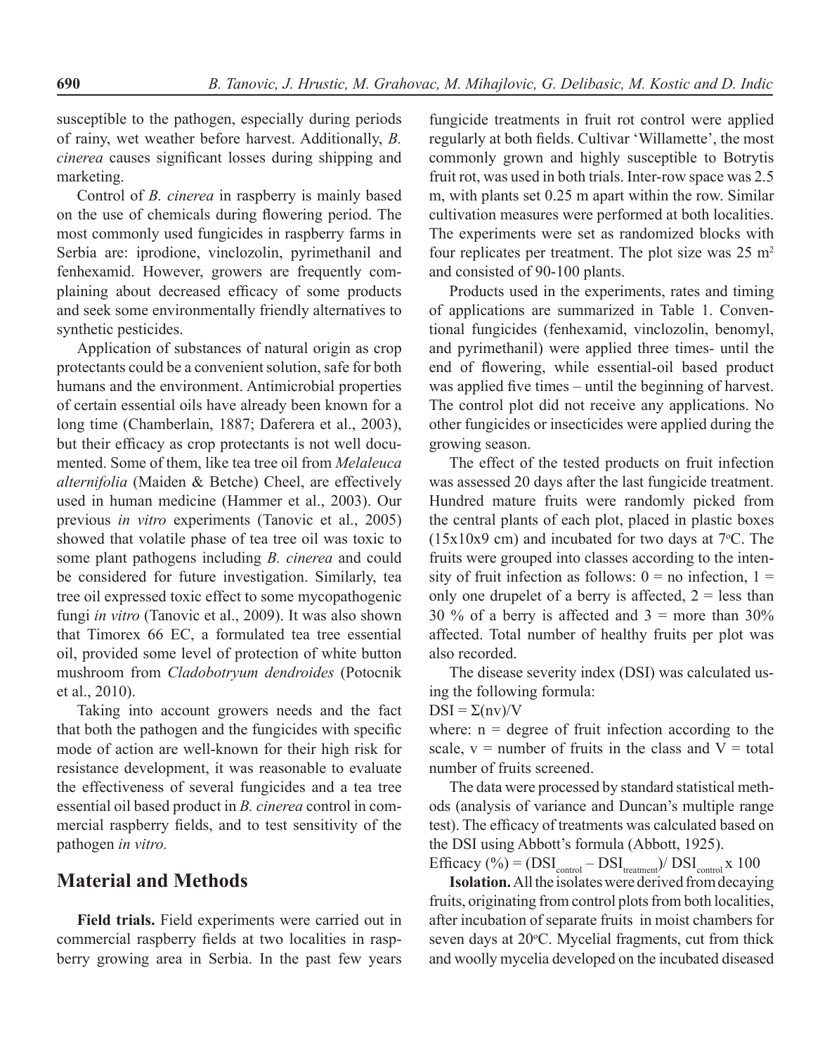susceptible to the pathogen, especially during periods of rainy, wet weather before harvest. Additionally, *B. cinerea* causes significant losses during shipping and marketing.

Control of *B. cinerea* in raspberry is mainly based on the use of chemicals during flowering period. The most commonly used fungicides in raspberry farms in Serbia are: iprodione, vinclozolin, pyrimethanil and fenhexamid. However, growers are frequently complaining about decreased efficacy of some products and seek some environmentally friendly alternatives to synthetic pesticides.

Application of substances of natural origin as crop protectants could be a convenient solution, safe for both humans and the environment. Antimicrobial properties of certain essential oils have already been known for a long time (Chamberlain, 1887; Daferera et al., 2003), but their efficacy as crop protectants is not well documented. Some of them, like tea tree oil from *Melaleuca alternifolia* (Maiden & Betche) Cheel, are effectively used in human medicine (Hammer et al., 2003). Our previous *in vitro* experiments (Tanovic et al., 2005) showed that volatile phase of tea tree oil was toxic to some plant pathogens including *B. cinerea* and could be considered for future investigation. Similarly, tea tree oil expressed toxic effect to some mycopathogenic fungi *in vitro* (Tanovic et al., 2009). It was also shown that Timorex 66 EC, a formulated tea tree essential oil, provided some level of protection of white button mushroom from *Cladobotryum dendroides* (Potocnik et al., 2010).

Taking into account growers needs and the fact that both the pathogen and the fungicides with specific mode of action are well-known for their high risk for resistance development, it was reasonable to evaluate the effectiveness of several fungicides and a tea tree essential oil based product in *B. cinerea* control in commercial raspberry fields, and to test sensitivity of the pathogen *in vitro.*

## Material and Methods

**Field trials.** Field experiments were carried out in commercial raspberry fields at two localities in raspberry growing area in Serbia. In the past few years fungicide treatments in fruit rot control were applied regularly at both fields. Cultivar 'Willamette', the most commonly grown and highly susceptible to Botrytis fruit rot, was used in both trials. Inter-row space was 2.5 m, with plants set 0.25 m apart within the row. Similar cultivation measures were performed at both localities. The experiments were set as randomized blocks with four replicates per treatment. The plot size was 25 $m^2$ and consisted of 90-100 plants.

Products used in the experiments, rates and timing of applications are summarized in Table 1. Conventional fungicides (fenhexamid, vinclozolin, benomyl, and pyrimethanil) were applied three times- until the end of flowering, while essential-oil based product was applied five times – until the beginning of harvest. The control plot did not receive any applications. No other fungicides or insecticides were applied during the growing season.

The effect of the tested products on fruit infection was assessed 20 days after the last fungicide treatment. Hundred mature fruits were randomly picked from the central plants of each plot, placed in plastic boxes (15x10x9 cm) and incubated for two days at 7$^{o}$C. The fruits were grouped into classes according to the intensity of fruit infection as follows: 0 = no infection, 1 = only one drupelet of a berry is affected, 2 = less than 30 % of a berry is affected and 3 = more than 30% affected. Total number of healthy fruits per plot was also recorded.

The disease severity index (DSI) was calculated using the following formula:

$$DSI = \Sigma(nv)/V$$

where: n = degree of fruit infection according to the scale, v = number of fruits in the class and V = total number of fruits screened.

The data were processed by standard statistical methods (analysis of variance and Duncan's multiple range test). The efficacy of treatments was calculated based on the DSI using Abbott's formula (Abbott, 1925).

$$\text{Efficacy (\%)} = (DSI_{control} – DSI_{treatment})/ DSI_{control} \times 100$$

**Isolation.** All the isolates were derived from decaying fruits, originating from control plots from both localities, after incubation of separate fruits in moist chambers for seven days at 20$^{o}$C. Mycelial fragments, cut from thick and woolly mycelia developed on the incubated diseased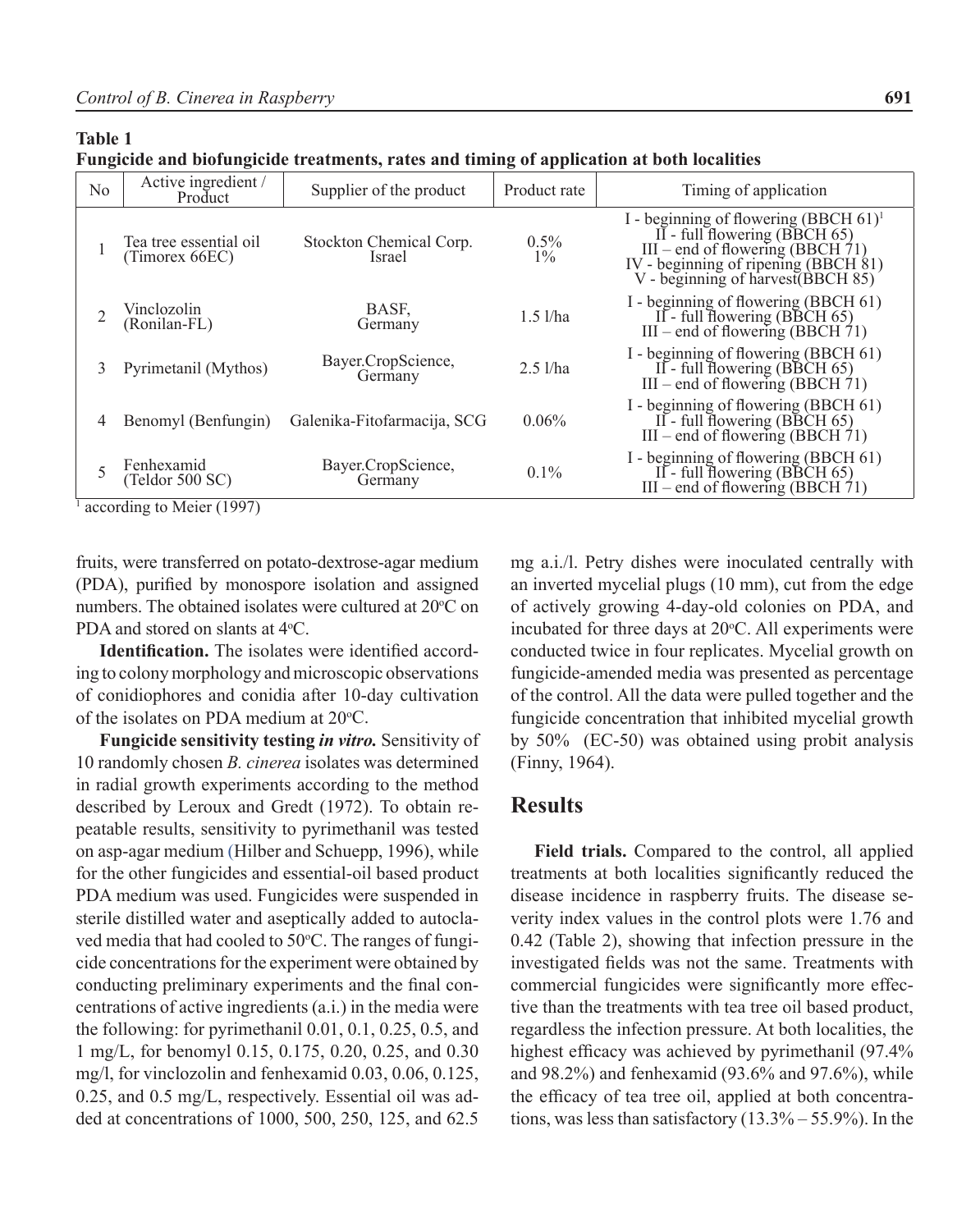**Table 1**
**Fungicide and biofungicide treatments, rates and timing of application at both localities**

| No | Active ingredient / Product | Supplier of the product | Product rate | Timing of application |
|---|---|---|---|---|
| 1 | Tea tree essential oil (Timorex 66EC) | Stockton Chemical Corp. Israel | 0.5% 1% | I - beginning of flowering (BBCH 61)[1] II - full flowering (BBCH 65) III – end of flowering (BBCH 71) IV - beginning of ripening (BBCH 81) V - beginning of harvest(BBCH 85) |
| 2 | Vinclozolin (Ronilan-FL) | BASF, Germany | 1.5 l/ha | I - beginning of flowering (BBCH 61) II - full flowering (BBCH 65) III – end of flowering (BBCH 71) |
| 3 | Pyrimetanil (Mythos) | Bayer.CropScience, Germany | 2.5 l/ha | I - beginning of flowering (BBCH 61) II - full flowering (BBCH 65) III – end of flowering (BBCH 71) |
| 4 | Benomyl (Benfungin) | Galenika-Fitofarmacija, SCG | 0.06% | I - beginning of flowering (BBCH 61) II - full flowering (BBCH 65) III – end of flowering (BBCH 71) |
| 5 | Fenhexamid (Teldor 500 SC) | Bayer.CropScience, Germany | 0.1% | I - beginning of flowering (BBCH 61) II - full flowering (BBCH 65) III – end of flowering (BBCH 71) |

[1] according to Meier (1997)

fruits, were transferred on potato-dextrose-agar medium (PDA), purified by monospore isolation and assigned numbers. The obtained isolates were cultured at 20°C on PDA and stored on slants at 4°C.

**Identification.** The isolates were identified according to colony morphology and microscopic observations of conidiophores and conidia after 10-day cultivation of the isolates on PDA medium at 20°C.

**Fungicide sensitivity testing *in vitro.*** Sensitivity of 10 randomly chosen *B. cinerea* isolates was determined in radial growth experiments according to the method described by Leroux and Gredt (1972). To obtain repeatable results, sensitivity to pyrimethanil was tested on asp-agar medium (Hilber and Schuepp, 1996), while for the other fungicides and essential-oil based product PDA medium was used. Fungicides were suspended in sterile distilled water and aseptically added to autoclaved media that had cooled to 50°C. The ranges of fungicide concentrations for the experiment were obtained by conducting preliminary experiments and the final concentrations of active ingredients (a.i.) in the media were the following: for pyrimethanil 0.01, 0.1, 0.25, 0.5, and 1 mg/L, for benomyl 0.15, 0.175, 0.20, 0.25, and 0.30 mg/l, for vinclozolin and fenhexamid 0.03, 0.06, 0.125, 0.25, and 0.5 mg/L, respectively. Essential oil was added at concentrations of 1000, 500, 250, 125, and 62.5 mg a.i./l. Petry dishes were inoculated centrally with an inverted mycelial plugs (10 mm), cut from the edge of actively growing 4-day-old colonies on PDA, and incubated for three days at 20°C. All experiments were conducted twice in four replicates. Mycelial growth on fungicide-amended media was presented as percentage of the control. All the data were pulled together and the fungicide concentration that inhibited mycelial growth by 50% (EC-50) was obtained using probit analysis (Finny, 1964).

## Results

**Field trials.** Compared to the control, all applied treatments at both localities significantly reduced the disease incidence in raspberry fruits. The disease severity index values in the control plots were 1.76 and 0.42 (Table 2), showing that infection pressure in the investigated fields was not the same. Treatments with commercial fungicides were significantly more effective than the treatments with tea tree oil based product, regardless the infection pressure. At both localities, the highest efficacy was achieved by pyrimethanil (97.4% and 98.2%) and fenhexamid (93.6% and 97.6%), while the efficacy of tea tree oil, applied at both concentrations, was less than satisfactory (13.3% – 55.9%). In the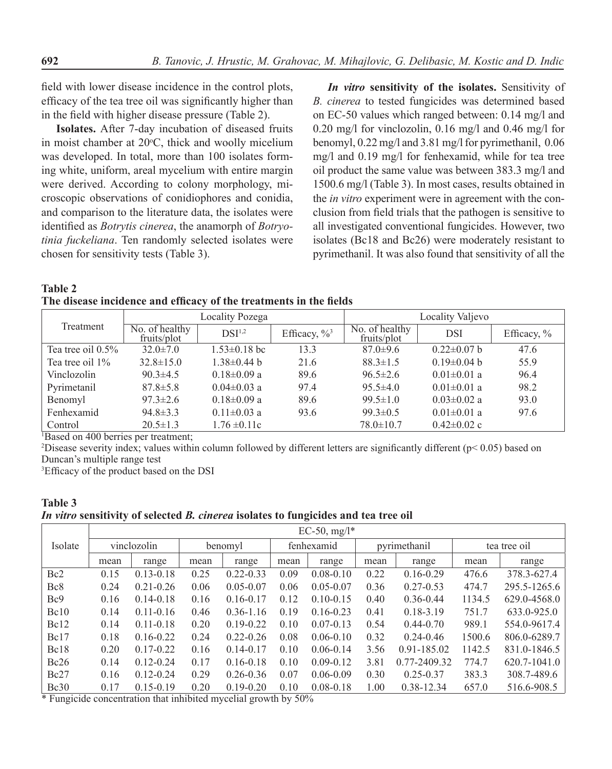field with lower disease incidence in the control plots, efficacy of the tea tree oil was significantly higher than in the field with higher disease pressure (Table 2).

**Isolates.** After 7-day incubation of diseased fruits in moist chamber at 20°C, thick and woolly micelium was developed. In total, more than 100 isolates forming white, uniform, areal mycelium with entire margin were derived. According to colony morphology, microscopic observations of conidiophores and conidia, and comparison to the literature data, the isolates were identified as *Botrytis cinerea*, the anamorph of *Botryotinia fuckeliana*. Ten randomly selected isolates were chosen for sensitivity tests (Table 3).

***In vitro* sensitivity of the isolates.** Sensitivity of *B. cinerea* to tested fungicides was determined based on EC-50 values which ranged between: 0.14 mg/l and 0.20 mg/l for vinclozolin, 0.16 mg/l and 0.46 mg/l for benomyl, 0.22 mg/l and 3.81 mg/l for pyrimethanil, 0.06 mg/l and 0.19 mg/l for fenhexamid, while for tea tree oil product the same value was between 383.3 mg/l and 1500.6 mg/l (Table 3). In most cases, results obtained in the *in vitro* experiment were in agreement with the conclusion from field trials that the pathogen is sensitive to all investigated conventional fungicides. However, two isolates (Bc18 and Bc26) were moderately resistant to pyrimethanil. It was also found that sensitivity of all the

**Table 2**
**The disease incidence and efficacy of the treatments in the fields**

| Treatment | Locality Pozega | | | Locality Valjevo | | |
|---|---|---|---|---|---|---|
| | No. of healthy fruits/plot | DSI[1,2] | Efficacy, %[3] | No. of healthy fruits/plot | DSI | Efficacy, % |
| Tea tree oil 0.5% | 32.0±7.0 | 1.53±0.18 bc | 13.3 | 87.0±9.6 | 0.22±0.07 b | 47.6 |
| Tea tree oil 1% | 32.8±15.0 | 1.38±0.44 b | 21.6 | 88.3±1.5 | 0.19±0.04 b | 55.9 |
| Vinclozolin | 90.3±4.5 | 0.18±0.09 a | 89.6 | 96.5±2.6 | 0.01±0.01 a | 96.4 |
| Pyrimetanil | 87.8±5.8 | 0.04±0.03 a | 97.4 | 95.5±4.0 | 0.01±0.01 a | 98.2 |
| Benomyl | 97.3±2.6 | 0.18±0.09 a | 89.6 | 99.5±1.0 | 0.03±0.02 a | 93.0 |
| Fenhexamid | 94.8±3.3 | 0.11±0.03 a | 93.6 | 99.3±0.5 | 0.01±0.01 a | 97.6 |
| Control | 20.5±1.3 | 1.76 ±0.11c | | 78.0±10.7 | 0.42±0.02 c | |

[1]Based on 400 berries per treatment;
[2]Disease severity index; values within column followed by different letters are significantly different ($p< 0.05$) based on Duncan's multiple range test
[3]Efficacy of the product based on the DSI

**Table 3**
***In vitro* sensitivity of selected *B. cinerea* isolates to fungicides and tea tree oil**

| Isolate | EC-50, mg/l* | | | | | | | | | |
|---|---|---|---|---|---|---|---|---|---|---|
| | vinclozolin | | benomyl | | fenhexamid | | pyrimethanil | | tea tree oil | |
| | mean | range | mean | range | mean | range | mean | range | mean | range |
| Bc2 | 0.15 | 0.13-0.18 | 0.25 | 0.22-0.33 | 0.09 | 0.08-0.10 | 0.22 | 0.16-0.29 | 476.6 | 378.3-627.4 |
| Bc8 | 0.24 | 0.21-0.26 | 0.06 | 0.05-0.07 | 0.06 | 0.05-0.07 | 0.36 | 0.27-0.53 | 474.7 | 295.5-1265.6 |
| Bc9 | 0.16 | 0.14-0.18 | 0.16 | 0.16-0.17 | 0.12 | 0.10-0.15 | 0.40 | 0.36-0.44 | 1134.5 | 629.0-4568.0 |
| Bc10 | 0.14 | 0.11-0.16 | 0.46 | 0.36-1.16 | 0.19 | 0.16-0.23 | 0.41 | 0.18-3.19 | 751.7 | 633.0-925.0 |
| Bc12 | 0.14 | 0.11-0.18 | 0.20 | 0.19-0.22 | 0.10 | 0.07-0.13 | 0.54 | 0.44-0.70 | 989.1 | 554.0-9617.4 |
| Bc17 | 0.18 | 0.16-0.22 | 0.24 | 0.22-0.26 | 0.08 | 0.06-0.10 | 0.32 | 0.24-0.46 | 1500.6 | 806.0-6289.7 |
| Bc18 | 0.20 | 0.17-0.22 | 0.16 | 0.14-0.17 | 0.10 | 0.06-0.14 | 3.56 | 0.91-185.02 | 1142.5 | 831.0-1846.5 |
| Bc26 | 0.14 | 0.12-0.24 | 0.17 | 0.16-0.18 | 0.10 | 0.09-0.12 | 3.81 | 0.77-2409.32 | 774.7 | 620.7-1041.0 |
| Bc27 | 0.16 | 0.12-0.24 | 0.29 | 0.26-0.36 | 0.07 | 0.06-0.09 | 0.30 | 0.25-0.37 | 383.3 | 308.7-489.6 |
| Bc30 | 0.17 | 0.15-0.19 | 0.20 | 0.19-0.20 | 0.10 | 0.08-0.18 | 1.00 | 0.38-12.34 | 657.0 | 516.6-908.5 |

\* Fungicide concentration that inhibited mycelial growth by 50%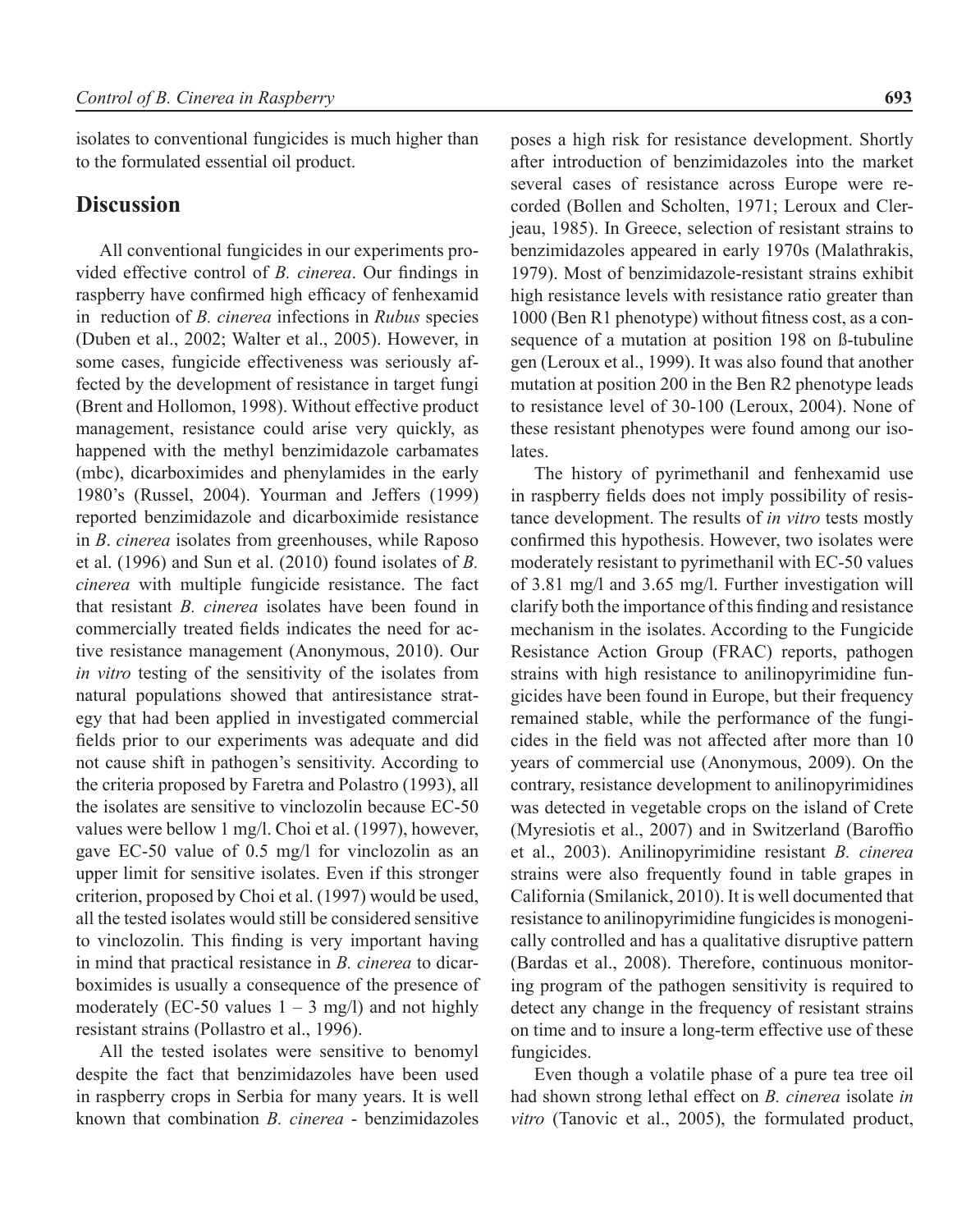isolates to conventional fungicides is much higher than to the formulated essential oil product.

## Discussion

All conventional fungicides in our experiments provided effective control of *B. cinerea*. Our findings in raspberry have confirmed high efficacy of fenhexamid in reduction of *B. cinerea* infections in *Rubus* species (Duben et al., 2002; Walter et al., 2005). However, in some cases, fungicide effectiveness was seriously affected by the development of resistance in target fungi (Brent and Hollomon, 1998). Without effective product management, resistance could arise very quickly, as happened with the methyl benzimidazole carbamates (mbc), dicarboximides and phenylamides in the early 1980's (Russel, 2004). Yourman and Jeffers (1999) reported benzimidazole and dicarboximide resistance in *B*. *cinerea* isolates from greenhouses, while Raposo et al. (1996) and Sun et al. (2010) found isolates of *B. cinerea* with multiple fungicide resistance. The fact that resistant *B. cinerea* isolates have been found in commercially treated fields indicates the need for active resistance management (Anonymous, 2010). Our *in vitro* testing of the sensitivity of the isolates from natural populations showed that antiresistance strategy that had been applied in investigated commercial fields prior to our experiments was adequate and did not cause shift in pathogen's sensitivity. According to the criteria proposed by Faretra and Polastro (1993), all the isolates are sensitive to vinclozolin because EC-50 values were bellow 1 mg/l. Choi et al. (1997), however, gave EC-50 value of 0.5 mg/l for vinclozolin as an upper limit for sensitive isolates. Even if this stronger criterion, proposed by Choi et al. (1997) would be used, all the tested isolates would still be considered sensitive to vinclozolin. This finding is very important having in mind that practical resistance in *B. cinerea* to dicarboximides is usually a consequence of the presence of moderately (EC-50 values 1 – 3 mg/l) and not highly resistant strains (Pollastro et al., 1996).

All the tested isolates were sensitive to benomyl despite the fact that benzimidazoles have been used in raspberry crops in Serbia for many years. It is well known that combination *B. cinerea* - benzimidazoles poses a high risk for resistance development. Shortly after introduction of benzimidazoles into the market several cases of resistance across Europe were recorded (Bollen and Scholten, 1971; Leroux and Clerjeau, 1985). In Greece, selection of resistant strains to benzimidazoles appeared in early 1970s (Malathrakis, 1979). Most of benzimidazole-resistant strains exhibit high resistance levels with resistance ratio greater than 1000 (Ben R1 phenotype) without fitness cost, as a consequence of a mutation at position 198 on ß-tubuline gen (Leroux et al., 1999). It was also found that another mutation at position 200 in the Ben R2 phenotype leads to resistance level of 30-100 (Leroux, 2004). None of these resistant phenotypes were found among our isolates.

The history of pyrimethanil and fenhexamid use in raspberry fields does not imply possibility of resistance development. The results of *in vitro* tests mostly confirmed this hypothesis. However, two isolates were moderately resistant to pyrimethanil with EC-50 values of 3.81 mg/l and 3.65 mg/l. Further investigation will clarify both the importance of this finding and resistance mechanism in the isolates. According to the Fungicide Resistance Action Group (FRAC) reports, pathogen strains with high resistance to anilinopyrimidine fungicides have been found in Europe, but their frequency remained stable, while the performance of the fungicides in the field was not affected after more than 10 years of commercial use (Anonymous, 2009). On the contrary, resistance development to anilinopyrimidines was detected in vegetable crops on the island of Crete (Myresiotis et al., 2007) and in Switzerland (Baroffio et al., 2003). Anilinopyrimidine resistant *B. cinerea* strains were also frequently found in table grapes in California (Smilanick, 2010). It is well documented that resistance to anilinopyrimidine fungicides is monogenically controlled and has a qualitative disruptive pattern (Bardas et al., 2008). Therefore, continuous monitoring program of the pathogen sensitivity is required to detect any change in the frequency of resistant strains on time and to insure a long-term effective use of these fungicides.

Even though a volatile phase of a pure tea tree oil had shown strong lethal effect on *B. cinerea* isolate *in vitro* (Tanovic et al., 2005), the formulated product,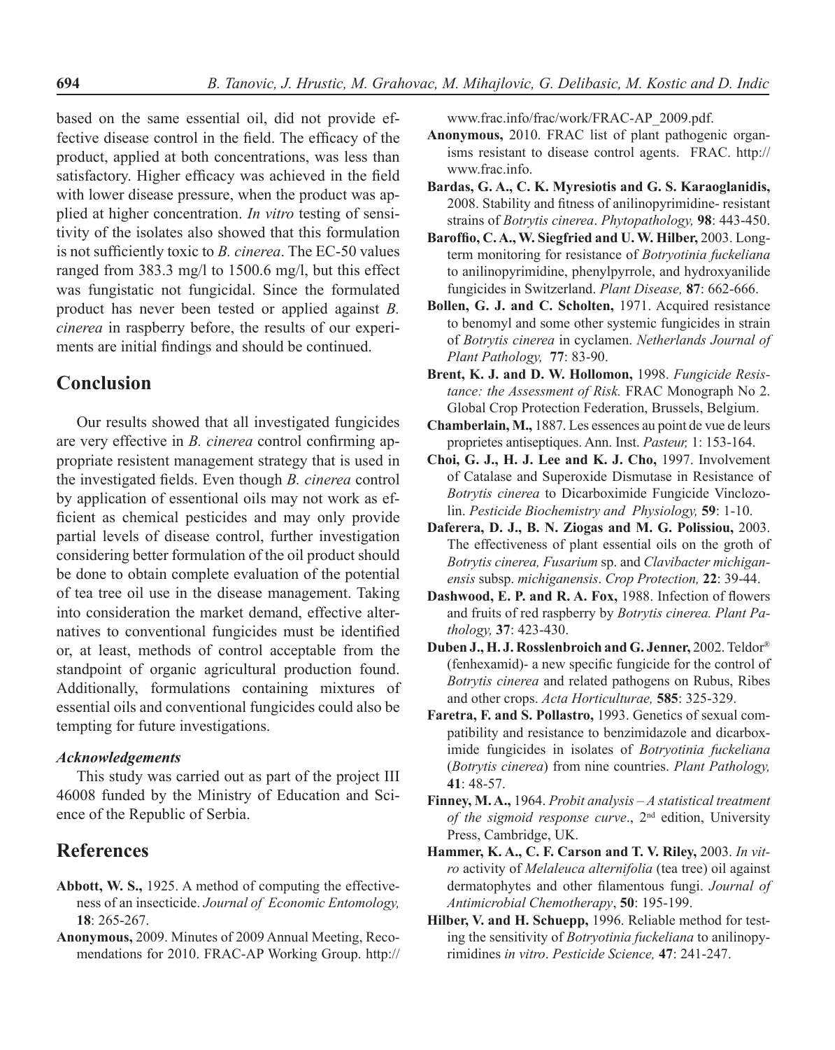based on the same essential oil, did not provide effective disease control in the field. The efficacy of the product, applied at both concentrations, was less than satisfactory. Higher efficacy was achieved in the field with lower disease pressure, when the product was applied at higher concentration. *In vitro* testing of sensitivity of the isolates also showed that this formulation is not sufficiently toxic to *B. cinerea*. The EC-50 values ranged from 383.3 mg/l to 1500.6 mg/l, but this effect was fungistatic not fungicidal. Since the formulated product has never been tested or applied against *B. cinerea* in raspberry before, the results of our experiments are initial findings and should be continued.

## Conclusion

Our results showed that all investigated fungicides are very effective in *B. cinerea* control confirming appropriate resistent management strategy that is used in the investigated fields. Even though *B. cinerea* control by application of essentional oils may not work as efficient as chemical pesticides and may only provide partial levels of disease control, further investigation considering better formulation of the oil product should be done to obtain complete evaluation of the potential of tea tree oil use in the disease management. Taking into consideration the market demand, effective alternatives to conventional fungicides must be identified or, at least, methods of control acceptable from the standpoint of organic agricultural production found. Additionally, formulations containing mixtures of essential oils and conventional fungicides could also be tempting for future investigations.

### *Acknowledgements*

This study was carried out as part of the project III 46008 funded by the Ministry of Education and Science of the Republic of Serbia.

## References

**Abbott, W. S.,** 1925. A method of computing the effectiveness of an insecticide. *Journal of Economic Entomology,* **18**: 265-267.

**Anonymous,** 2009. Minutes of 2009 Annual Meeting, Recomendations for 2010. FRAC-AP Working Group. http://www.frac.info/frac/work/FRAC-AP_2009.pdf.

**Anonymous,** 2010. FRAC list of plant pathogenic organisms resistant to disease control agents. FRAC. http://www.frac.info.

**Bardas, G. A., C. K. Myresiotis and G. S. Karaoglanidis,** 2008. Stability and fitness of anilinopyrimidine- resistant strains of *Botrytis cinerea*. *Phytopathology,* **98**: 443-450.

**Baroffio, C. A., W. Siegfried and U. W. Hilber,** 2003. Long-term monitoring for resistance of *Botryotinia fuckeliana* to anilinopyrimidine, phenylpyrrole, and hydroxyanilide fungicides in Switzerland. *Plant Disease,* **87**: 662-666.

**Bollen, G. J. and C. Scholten,** 1971. Acquired resistance to benomyl and some other systemic fungicides in strain of *Botrytis cinerea* in cyclamen. *Netherlands Journal of Plant Pathology,* **77**: 83-90.

**Brent, K. J. and D. W. Hollomon,** 1998. *Fungicide Resistance: the Assessment of Risk.* FRAC Monograph No 2. Global Crop Protection Federation, Brussels, Belgium.

**Chamberlain, M.,** 1887. Les essences au point de vue de leurs proprietes antiseptiques. Ann. Inst. *Pasteur,* 1: 153-164.

**Choi, G. J., H. J. Lee and K. J. Cho,** 1997. Involvement of Catalase and Superoxide Dismutase in Resistance of *Botrytis cinerea* to Dicarboximide Fungicide Vinclozolin. *Pesticide Biochemistry and Physiology,* **59**: 1-10.

**Daferera, D. J., B. N. Ziogas and M. G. Polissiou,** 2003. The effectiveness of plant essential oils on the groth of *Botrytis cinerea, Fusarium* sp. and *Clavibacter michiganensis* subsp. *michiganensis*. *Crop Protection,* **22**: 39-44.

**Dashwood, E. P. and R. A. Fox,** 1988. Infection of flowers and fruits of red raspberry by *Botrytis cinerea. Plant Pathology,* **37**: 423-430.

**Duben J., H. J. Rosslenbroich and G. Jenner,** 2002. Teldor® (fenhexamid)- a new specific fungicide for the control of *Botrytis cinerea* and related pathogens on Rubus, Ribes and other crops. *Acta Horticulturae,* **585**: 325-329.

**Faretra, F. and S. Pollastro,** 1993. Genetics of sexual compatibility and resistance to benzimidazole and dicarboximide fungicides in isolates of *Botryotinia fuckeliana* (*Botrytis cinerea*) from nine countries. *Plant Pathology,* **41**: 48-57.

**Finney, M. A.,** 1964. *Probit analysis – A statistical treatment of the sigmoid response curve*., 2nd edition, University Press, Cambridge, UK.

**Hammer, K. A., C. F. Carson and T. V. Riley,** 2003. *In vitro* activity of *Melaleuca alternifolia* (tea tree) oil against dermatophytes and other filamentous fungi. *Journal of Antimicrobial Chemotherapy*, **50**: 195-199.

**Hilber, V. and H. Schuepp,** 1996. Reliable method for testing the sensitivity of *Botryotinia fuckeliana* to anilinopyrimidines *in vitro*. *Pesticide Science,* **47**: 241-247.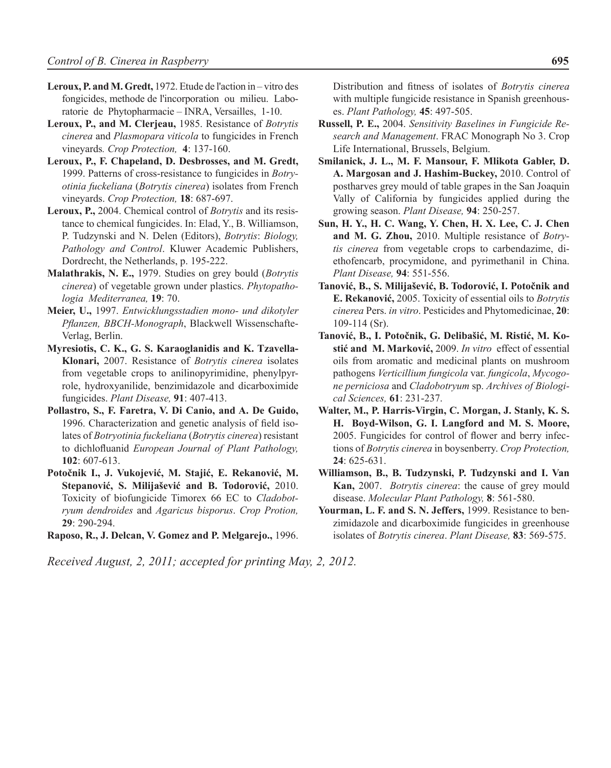**Leroux, P. and M. Gredt,** 1972. Etude de l'action in – vitro des fongicides, methode de l'incorporation ou milieu. Laboratorie de Phytopharmacie – INRA, Versailles, 1-10.

**Leroux, P., and M. Clerjeau,** 1985. Resistance of *Botrytis cinerea* and *Plasmopara viticola* to fungicides in French vineyards*. Crop Protection,* **4**: 137-160.

**Leroux, P., F. Chapeland, D. Desbrosses, and M. Gredt,** 1999. Patterns of cross-resistance to fungicides in *Botryotinia fuckeliana* (*Botrytis cinerea*) isolates from French vineyards. *Crop Protection,* **18**: 687-697.

**Leroux, P.,** 2004. Chemical control of *Botrytis* and its resistance to chemical fungicides. In: Elad, Y., B. Williamson, P. Tudzynski and N. Delen (Editors), *Botrytis*: *Biology, Pathology and Control*. Kluwer Academic Publishers, Dordrecht, the Netherlands, p. 195-222.

**Malathrakis, N. E.,** 1979. Studies on grey bould (*Botrytis cinerea*) of vegetable grown under plastics. *Phytopathologia Mediterranea,* **19**: 70.

**Meier, U.,** 1997. *Entwicklungsstadien mono- und dikotyler Pflanzen, BBCH-Monograph*, Blackwell Wissenschafte-Verlag, Berlin.

**Myresiotis, C. K., G. S. Karaoglanidis and K. Tzavella-Klonari,** 2007. Resistance of *Botrytis cinerea* isolates from vegetable crops to anilinopyrimidine, phenylpyrrole, hydroxyanilide, benzimidazole and dicarboximide fungicides. *Plant Disease,* **91**: 407-413.

**Pollastro, S., F. Faretra, V. Di Canio, and A. De Guido,** 1996. Characterization and genetic analysis of field isolates of *Botryotinia fuckeliana* (*Botrytis cinerea*) resistant to dichlofluanid *European Journal of Plant Pathology,* **102**: 607-613.

**Potočnik I., J. Vukojević, M. Stajić, E. Rekanović, M. Stepanović, S. Milijašević and B. Todorović,** 2010. Toxicity of biofungicide Timorex 66 EC to *Cladobotryum dendroides* and *Agaricus bisporus*. *Crop Protion,* **29**: 290-294.

**Raposo, R., J. Delcan, V. Gomez and P. Melgarejo.,** 1996. Distribution and fitness of isolates of *Botrytis cinerea* with multiple fungicide resistance in Spanish greenhouses. *Plant Pathology,* **45**: 497-505.

**Russell, P. E.,** 2004. *Sensitivity Baselines in Fungicide Research and Management*. FRAC Monograph No 3. Crop Life International, Brussels, Belgium.

**Smilanick, J. L., M. F. Mansour, F. Mlikota Gabler, D. A. Margosan and J. Hashim-Buckey,** 2010. Control of postharves grey mould of table grapes in the San Joaquin Vally of California by fungicides applied during the growing season. *Plant Disease,* **94**: 250-257.

**Sun, H. Y., H. C. Wang, Y. Chen, H. X. Lee, C. J. Chen and M. G. Zhou,** 2010. Multiple resistance of *Botrytis cinerea* from vegetable crops to carbendazime, diethofencarb, procymidone, and pyrimethanil in China. *Plant Disease,* **94**: 551-556.

**Tanović, B., S. Milijašević, B. Todorović, I. Potočnik and E. Rekanović,** 2005. Toxicity of essential oils to *Botrytis cinerea* Pers. *in vitro*. Pesticides and Phytomedicinae, **20**: 109-114 (Sr).

**Tanović, B., I. Potočnik, G. Delibašić, M. Ristić, M. Kostić and M. Marković,** 2009. *In vitro* effect of essential oils from aromatic and medicinal plants on mushroom pathogens *Verticillium fungicola* var. *fungicola*, *Mycogone perniciosa* and *Cladobotryum* sp. *Archives of Biological Sciences,* **61**: 231-237.

**Walter, M., P. Harris-Virgin, C. Morgan, J. Stanly, K. S. H. Boyd-Wilson, G. I. Langford and M. S. Moore,** 2005. Fungicides for control of flower and berry infections of *Botrytis cinerea* in boysenberry. *Crop Protection,* **24**: 625-631.

**Williamson, B., B. Tudzynski, P. Tudzynski and I. Van Kan,** 2007. *Botrytis cinerea*: the cause of grey mould disease. *Molecular Plant Pathology,* **8**: 561-580.

**Yourman, L. F. and S. N. Jeffers,** 1999. Resistance to benzimidazole and dicarboximide fungicides in greenhouse isolates of *Botrytis cinerea*. *Plant Disease,* **83**: 569-575.

*Received August, 2, 2011; accepted for printing May, 2, 2012.*